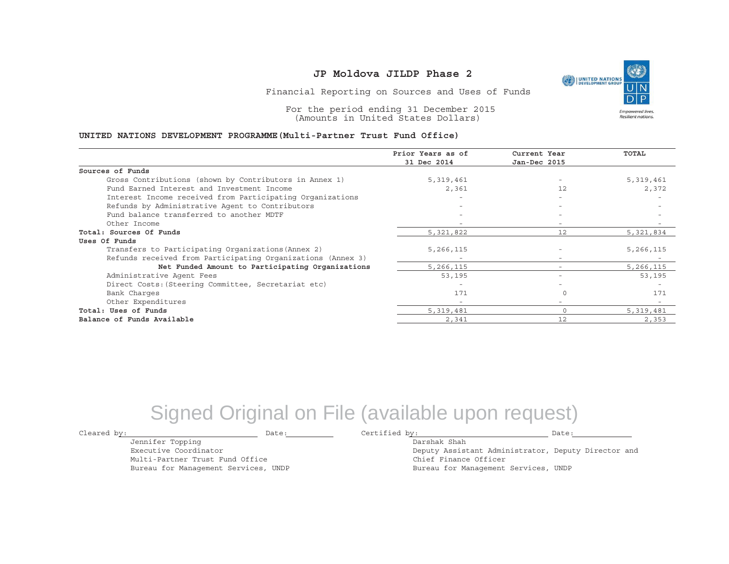# JP Moldova JILDP Phase 2

Financial Reporting on Sources and Uses of Funds

For the period ending 31 December 2015
(Amounts in United States Dollars)

**UNITED NATIONS DEVELOPMENT PROGRAMME(Multi-Partner Trust Fund Office)**

| | Prior Years as of 31 Dec 2014 | Current Year Jan-Dec 2015 | TOTAL |
|---|---|---|---|
| **Sources of Funds** | | | |
| Gross Contributions (shown by Contributors in Annex 1) | 5,319,461 | - | 5,319,461 |
| Fund Earned Interest and Investment Income | 2,361 | 12 | 2,372 |
| Interest Income received from Participating Organizations | - | - | - |
| Refunds by Administrative Agent to Contributors | - | - | - |
| Fund balance transferred to another MDTF | - | - | - |
| Other Income | - | - | - |
| **Total: Sources Of Funds** | 5,321,822 | 12 | 5,321,834 |
| **Uses Of Funds** | | | |
| Transfers to Participating Organizations(Annex 2) | 5,266,115 | - | 5,266,115 |
| Refunds received from Participating Organizations (Annex 3) | - | - | - |
| **Net Funded Amount to Participating Organizations** | 5,266,115 | - | 5,266,115 |
| Administrative Agent Fees | 53,195 | - | 53,195 |
| Direct Costs:(Steering Committee, Secretariat etc) | - | - | - |
| Bank Charges | 171 | 0 | 171 |
| Other Expenditures | - | - | - |
| **Total: Uses of Funds** | 5,319,481 | 0 | 5,319,481 |
| **Balance of Funds Available** | 2,341 | 12 | 2,353 |

Signed Original on File (available upon request)

Cleared by: ____________________ Date: __________
Jennifer Topping
Executive Coordinator
Multi-Partner Trust Fund Office
Bureau for Management Services, UNDP

Certified by: ____________________ Date: __________
Darshak Shah
Deputy Assistant Administrator, Deputy Director and
Chief Finance Officer
Bureau for Management Services, UNDP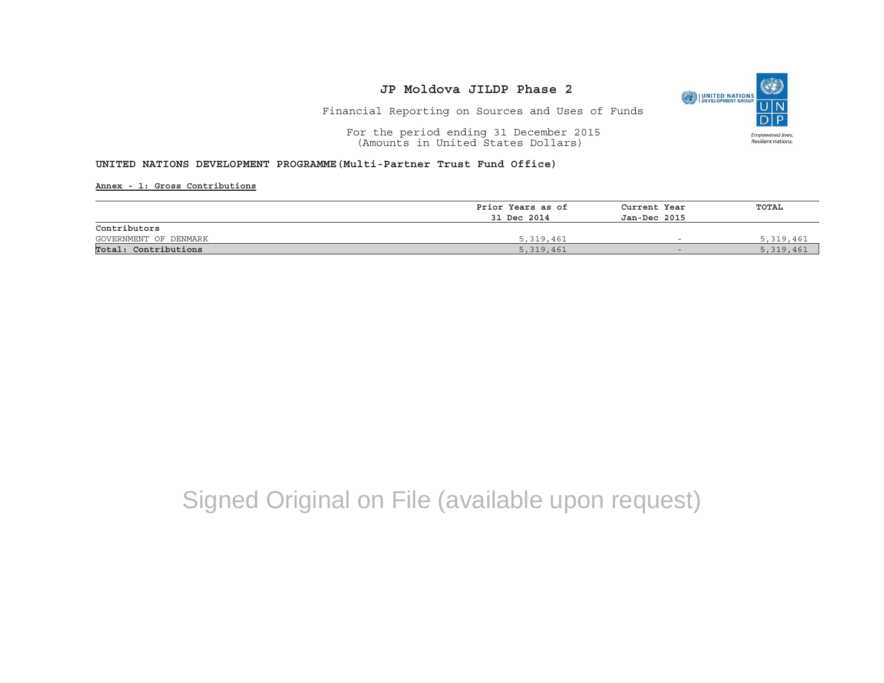# JP Moldova JILDP Phase 2

Financial Reporting on Sources and Uses of Funds

For the period ending 31 December 2015
(Amounts in United States Dollars)

**UNITED NATIONS DEVELOPMENT PROGRAMME(Multi-Partner Trust Fund Office)**

**Annex - 1: Gross Contributions**

| | Prior Years as of 31 Dec 2014 | Current Year Jan-Dec 2015 | TOTAL |
|---|---|---|---|
| **Contributors** | | | |
| GOVERNMENT OF DENMARK | 5,319,461 | - | 5,319,461 |
| **Total: Contributions** | 5,319,461 | - | 5,319,461 |

Signed Original on File (available upon request)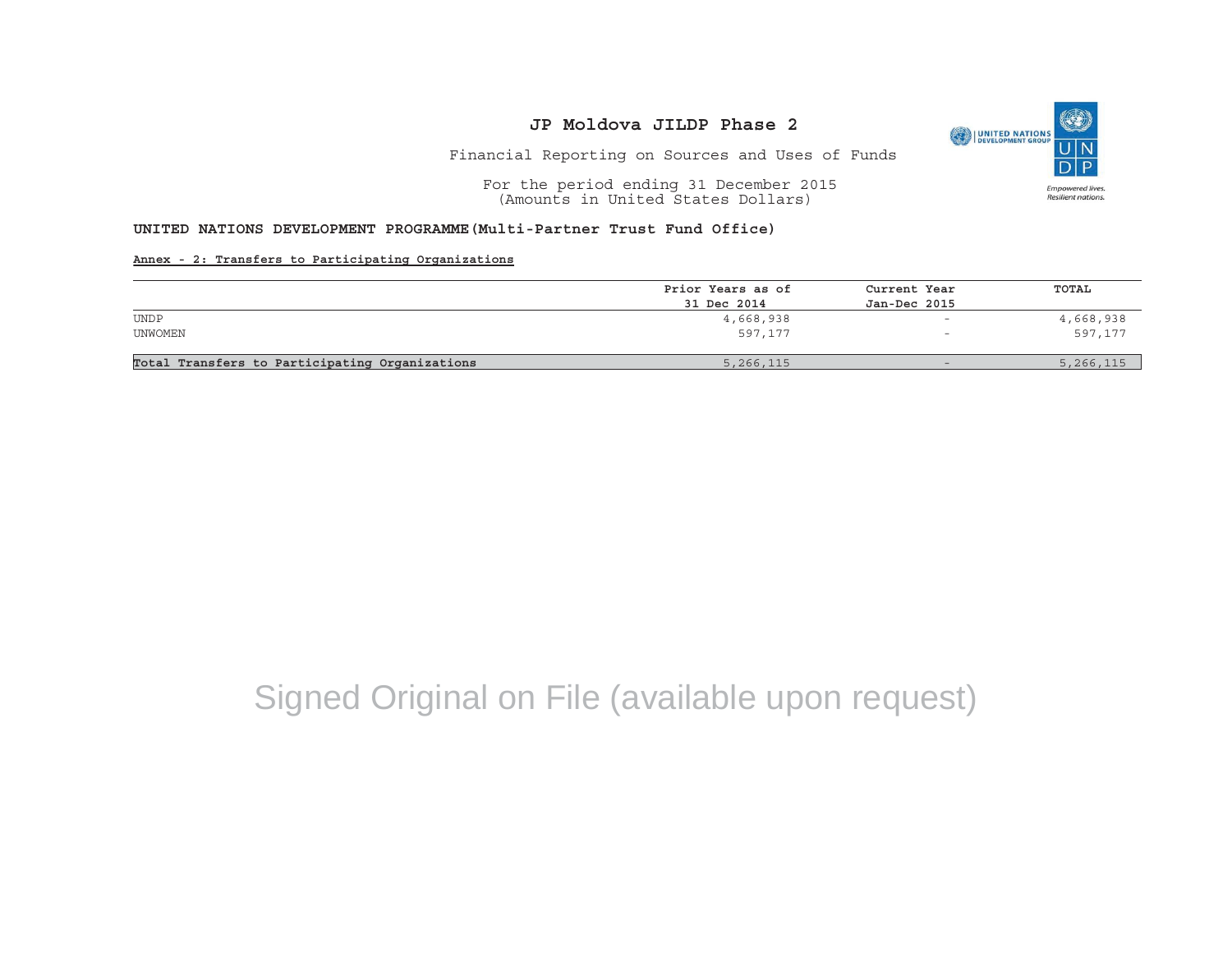# JP Moldova JILDP Phase 2

Financial Reporting on Sources and Uses of Funds

For the period ending 31 December 2015
(Amounts in United States Dollars)

**UNITED NATIONS DEVELOPMENT PROGRAMME(Multi-Partner Trust Fund Office)**

**Annex - 2: Transfers to Participating Organizations**

| | Prior Years as of 31 Dec 2014 | Current Year Jan-Dec 2015 | TOTAL |
|---|---|---|---|
| UNDP | 4,668,938 | - | 4,668,938 |
| UNWOMEN | 597,177 | - | 597,177 |
| **Total Transfers to Participating Organizations** | 5,266,115 | - | 5,266,115 |

Signed Original on File (available upon request)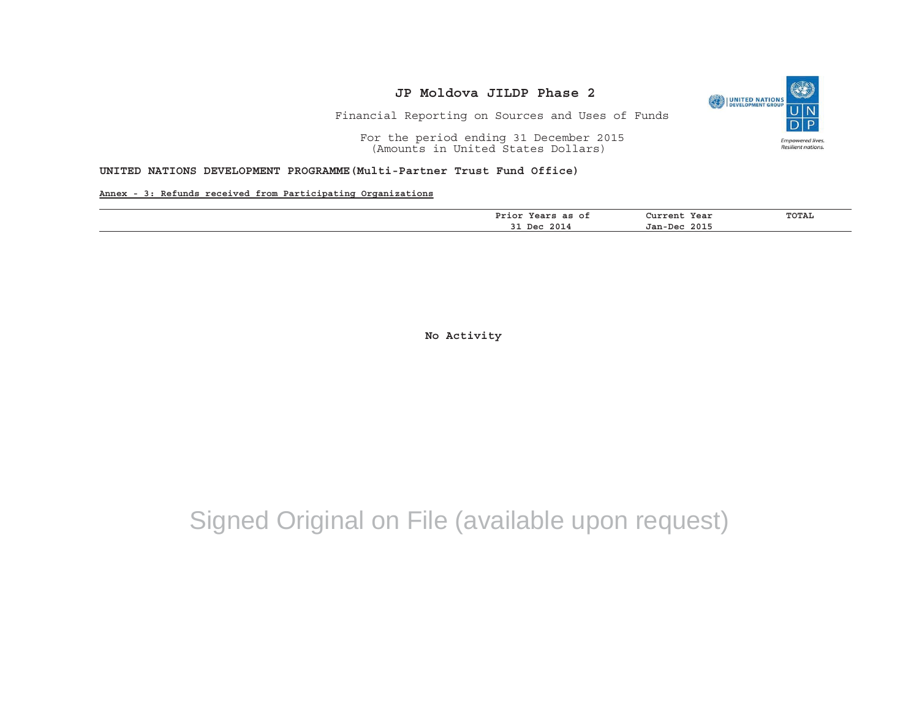# JP Moldova JILDP Phase 2

Financial Reporting on Sources and Uses of Funds

For the period ending 31 December 2015
(Amounts in United States Dollars)

**UNITED NATIONS DEVELOPMENT PROGRAMME(Multi-Partner Trust Fund Office)**

**Annex - 3: Refunds received from Participating Organizations**

| | Prior Years as of 31 Dec 2014 | Current Year Jan-Dec 2015 | TOTAL |
|---|---|---|---|

**No Activity**

Signed Original on File (available upon request)